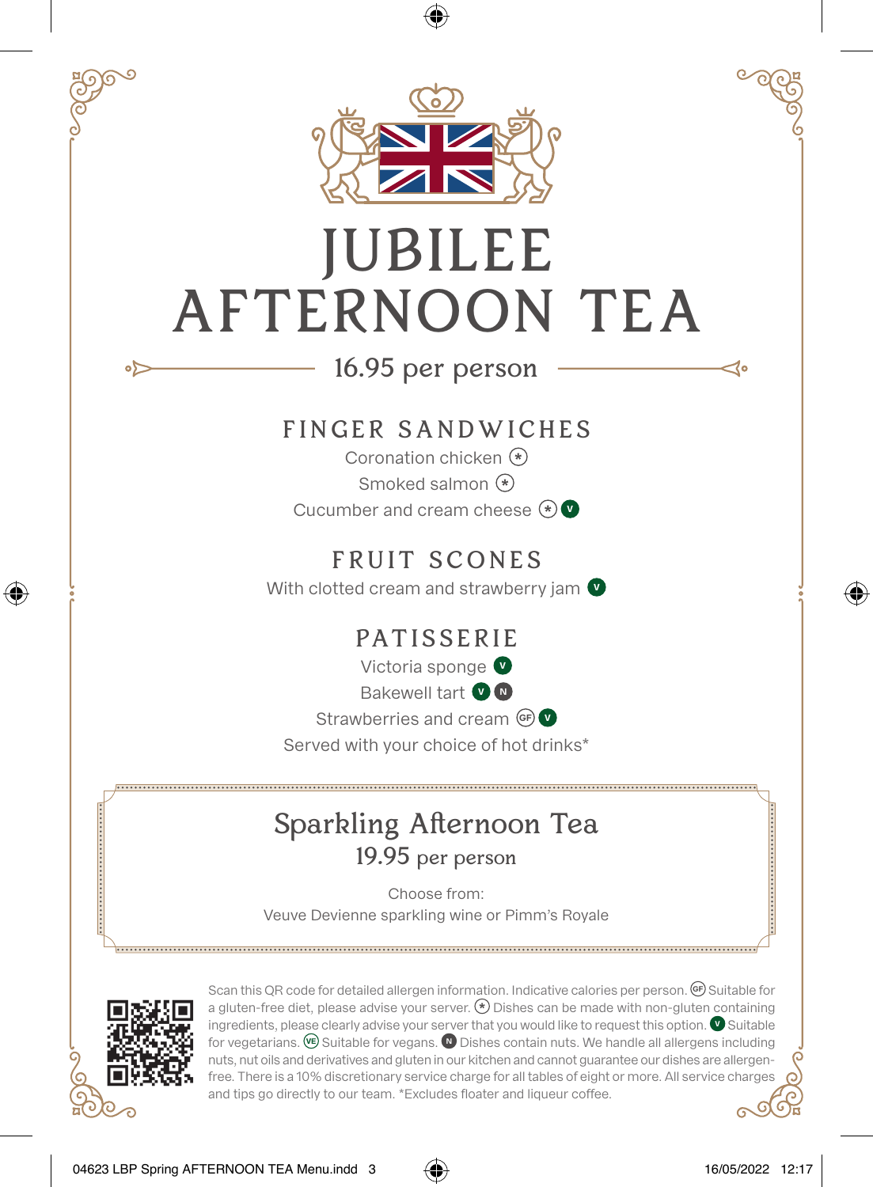# JUBILEE AFTERNOON TEA

16.95 per person

## FINGER SANDWICHES

Coronation chicken (*)

Smoked salmon (*)

Cucumber and cream cheese (*) (V)

## FRUIT SCONES

With clotted cream and strawberry jam (V)

## PATISSERIE

Victoria sponge (V)

Bakewell tart (V) (N)

Strawberries and cream (GF) (V)

Served with your choice of hot drinks*

## Sparkling Afternoon Tea

19.95 per person

Choose from:

Veuve Devienne sparkling wine or Pimm's Royale

Scan this QR code for detailed allergen information. Indicative calories per person. (GF) Suitable for a gluten-free diet, please advise your server. (*) Dishes can be made with non-gluten containing ingredients, please clearly advise your server that you would like to request this option. (V) Suitable for vegetarians. (VE) Suitable for vegans. (N) Dishes contain nuts. We handle all allergens including nuts, nut oils and derivatives and gluten in our kitchen and cannot guarantee our dishes are allergen-free. There is a 10% discretionary service charge for all tables of eight or more. All service charges and tips go directly to our team. *Excludes floater and liqueur coffee.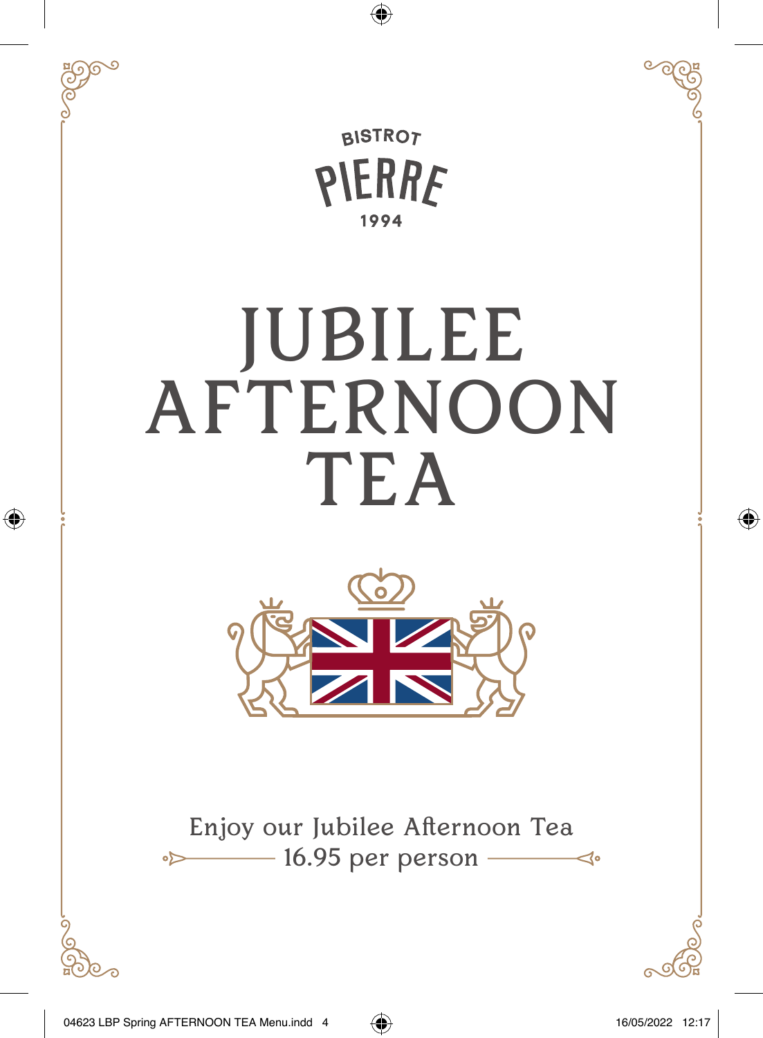BISTROT

PIERRE

1994

# JUBILEE AFTERNOON TEA

Enjoy our Jubilee Afternoon Tea

16.95 per person